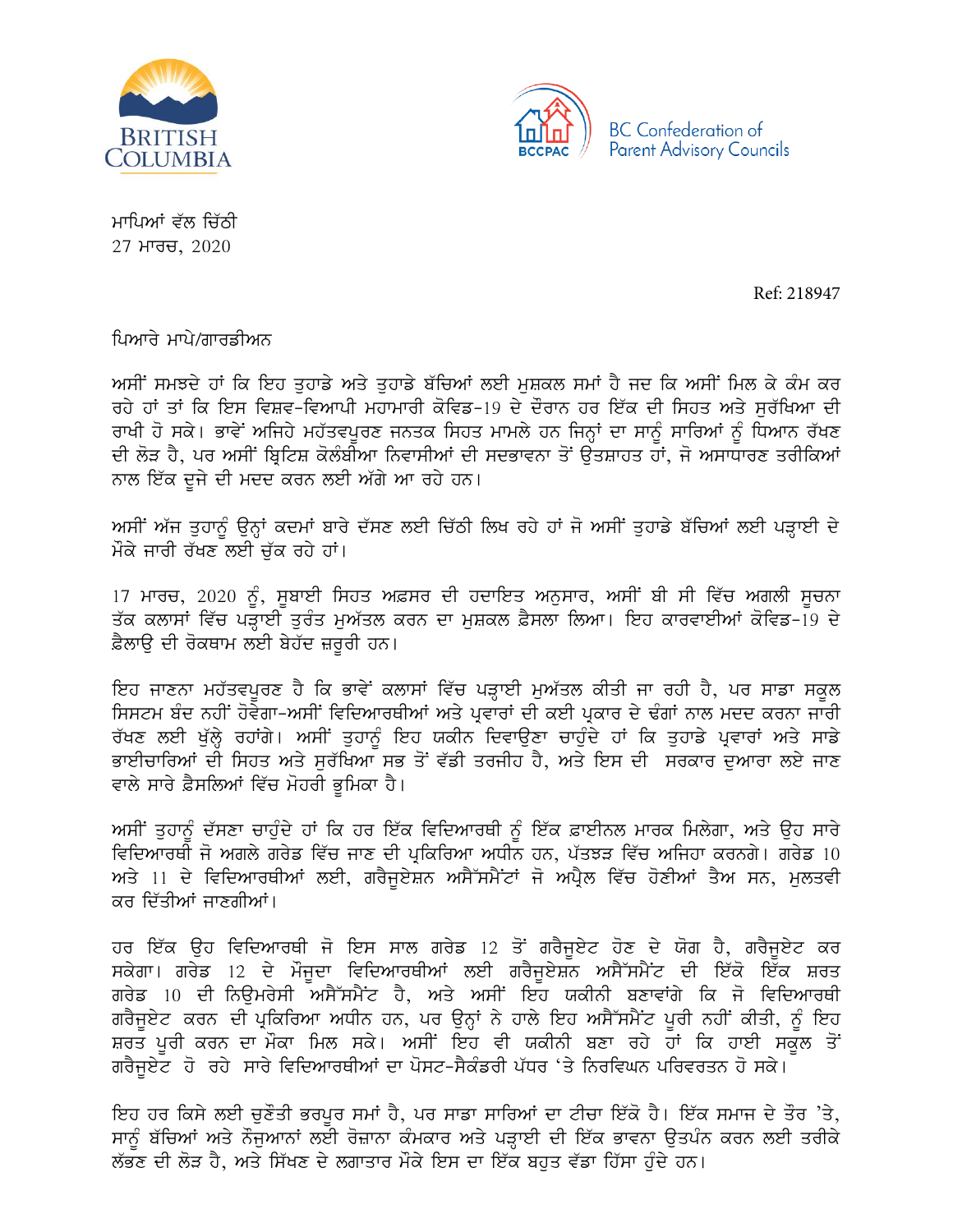BRITISH COLUMBIA

BCCPAC BC Confederation of Parent Advisory Councils

ਮਾਪਿਆਂ ਵੱਲ ਚਿੱਠੀ
27 ਮਾਰਚ, 2020

Ref: 218947

ਪਿਆਰੇ ਮਾਪੇ/ਗਾਰਡੀਅਨ

ਅਸੀਂ ਸਮਝਦੇ ਹਾਂ ਕਿ ਇਹ ਤੁਹਾਡੇ ਅਤੇ ਤੁਹਾਡੇ ਬੱਚਿਆਂ ਲਈ ਮੁਸ਼ਕਲ ਸਮਾਂ ਹੈ ਜਦ ਕਿ ਅਸੀਂ ਮਿਲ ਕੇ ਕੰਮ ਕਰ ਰਹੇ ਹਾਂ ਤਾਂ ਕਿ ਇਸ ਵਿਸ਼ਵ-ਵਿਆਪੀ ਮਹਾਮਾਰੀ ਕੋਵਿਡ-19 ਦੇ ਦੌਰਾਨ ਹਰ ਇੱਕ ਦੀ ਸਿਹਤ ਅਤੇ ਸੁਰੱਖਿਆ ਦੀ ਰਾਖੀ ਹੋ ਸਕੇ। ਭਾਵੇਂ ਅਜਿਹੇ ਮਹੱਤਵਪੂਰਣ ਜਨਤਕ ਸਿਹਤ ਮਾਮਲੇ ਹਨ ਜਿਨ੍ਹਾਂ ਦਾ ਸਾਨੂੰ ਸਾਰਿਆਂ ਨੂੰ ਧਿਆਨ ਰੱਖਣ ਦੀ ਲੋੜ ਹੈ, ਪਰ ਅਸੀਂ ਬ੍ਰਿਟਿਸ਼ ਕੋਲੰਬੀਆ ਨਿਵਾਸੀਆਂ ਦੀ ਸਦਭਾਵਨਾ ਤੋਂ ਉਤਸ਼ਾਹਤ ਹਾਂ, ਜੋ ਅਸਾਧਾਰਣ ਤਰੀਕਿਆਂ ਨਾਲ ਇੱਕ ਦੂਜੇ ਦੀ ਮਦਦ ਕਰਨ ਲਈ ਅੱਗੇ ਆ ਰਹੇ ਹਨ।

ਅਸੀਂ ਅੱਜ ਤੁਹਾਨੂੰ ਉਨ੍ਹਾਂ ਕਦਮਾਂ ਬਾਰੇ ਦੱਸਣ ਲਈ ਚਿੱਠੀ ਲਿਖ ਰਹੇ ਹਾਂ ਜੋ ਅਸੀਂ ਤੁਹਾਡੇ ਬੱਚਿਆਂ ਲਈ ਪੜ੍ਹਾਈ ਦੇ ਮੌਕੇ ਜਾਰੀ ਰੱਖਣ ਲਈ ਚੁੱਕ ਰਹੇ ਹਾਂ।

17 ਮਾਰਚ, 2020 ਨੂੰ, ਸੂਬਾਈ ਸਿਹਤ ਅਫ਼ਸਰ ਦੀ ਹਦਾਇਤ ਅਨੁਸਾਰ, ਅਸੀਂ ਬੀ ਸੀ ਵਿੱਚ ਅਗਲੀ ਸੂਚਨਾ ਤੱਕ ਕਲਾਸਾਂ ਵਿੱਚ ਪੜ੍ਹਾਈ ਤੁਰੰਤ ਮੁਅੱਤਲ ਕਰਨ ਦਾ ਮੁਸ਼ਕਲ ਫ਼ੈਸਲਾ ਲਿਆ। ਇਹ ਕਾਰਵਾਈਆਂ ਕੋਵਿਡ-19 ਦੇ ਫ਼ੈਲਾਉ ਦੀ ਰੋਕਥਾਮ ਲਈ ਬੇਹੱਦ ਜ਼ਰੂਰੀ ਹਨ।

ਇਹ ਜਾਣਨਾ ਮਹੱਤਵਪੂਰਣ ਹੈ ਕਿ ਭਾਵੇਂ ਕਲਾਸਾਂ ਵਿੱਚ ਪੜ੍ਹਾਈ ਮੁਅੱਤਲ ਕੀਤੀ ਜਾ ਰਹੀ ਹੈ, ਪਰ ਸਾਡਾ ਸਕੂਲ ਸਿਸਟਮ ਬੰਦ ਨਹੀਂ ਹੋਵੇਗਾ-ਅਸੀਂ ਵਿਦਿਆਰਥੀਆਂ ਅਤੇ ਪ੍ਰਵਾਰਾਂ ਦੀ ਕਈ ਪ੍ਰਕਾਰ ਦੇ ਢੰਗਾਂ ਨਾਲ ਮਦਦ ਕਰਨਾ ਜਾਰੀ ਰੱਖਣ ਲਈ ਖੁੱਲ੍ਹੇ ਰਹਾਂਗੇ। ਅਸੀਂ ਤੁਹਾਨੂੰ ਇਹ ਯਕੀਨ ਦਿਵਾਉਣਾ ਚਾਹੁੰਦੇ ਹਾਂ ਕਿ ਤੁਹਾਡੇ ਪ੍ਰਵਾਰਾਂ ਅਤੇ ਸਾਡੇ ਭਾਈਚਾਰਿਆਂ ਦੀ ਸਿਹਤ ਅਤੇ ਸੁਰੱਖਿਆ ਸਭ ਤੋਂ ਵੱਡੀ ਤਰਜੀਹ ਹੈ, ਅਤੇ ਇਸ ਦੀ ਸਰਕਾਰ ਦੁਆਰਾ ਲਏ ਜਾਣ ਵਾਲੇ ਸਾਰੇ ਫ਼ੈਸਲਿਆਂ ਵਿੱਚ ਮੋਹਰੀ ਭੂਮਿਕਾ ਹੈ।

ਅਸੀਂ ਤੁਹਾਨੂੰ ਦੱਸਣਾ ਚਾਹੁੰਦੇ ਹਾਂ ਕਿ ਹਰ ਇੱਕ ਵਿਦਿਆਰਥੀ ਨੂੰ ਇੱਕ ਫ਼ਾਈਨਲ ਮਾਰਕ ਮਿਲੇਗਾ, ਅਤੇ ਉਹ ਸਾਰੇ ਵਿਦਿਆਰਥੀ ਜੋ ਅਗਲੇ ਗਰੇਡ ਵਿੱਚ ਜਾਣ ਦੀ ਪ੍ਰਕਿਰਿਆ ਅਧੀਨ ਹਨ, ਪੱਤਝੜ ਵਿੱਚ ਅਜਿਹਾ ਕਰਨਗੇ। ਗਰੇਡ 10 ਅਤੇ 11 ਦੇ ਵਿਦਿਆਰਥੀਆਂ ਲਈ, ਗਰੈਜੂਏਸ਼ਨ ਅਸੈੱਸਮੈਂਟਾਂ ਜੋ ਅਪ੍ਰੈਲ ਵਿੱਚ ਹੋਣੀਆਂ ਤੈਅ ਸਨ, ਮੁਲਤਵੀ ਕਰ ਦਿੱਤੀਆਂ ਜਾਣਗੀਆਂ।

ਹਰ ਇੱਕ ਉਹ ਵਿਦਿਆਰਥੀ ਜੋ ਇਸ ਸਾਲ ਗਰੇਡ 12 ਤੋਂ ਗਰੈਜੂਏਟ ਹੋਣ ਦੇ ਯੋਗ ਹੈ, ਗਰੈਜੂਏਟ ਕਰ ਸਕੇਗਾ। ਗਰੇਡ 12 ਦੇ ਮੌਜੂਦਾ ਵਿਦਿਆਰਥੀਆਂ ਲਈ ਗਰੈਜੂਏਸ਼ਨ ਅਸੈੱਸਮੈਂਟ ਦੀ ਇੱਕੋ ਇੱਕ ਸ਼ਰਤ ਗਰੇਡ 10 ਦੀ ਨਿਊਮਰੇਸੀ ਅਸੈੱਸਮੈਂਟ ਹੈ, ਅਤੇ ਅਸੀਂ ਇਹ ਯਕੀਨੀ ਬਣਾਵਾਂਗੇ ਕਿ ਜੋ ਵਿਦਿਆਰਥੀ ਗਰੈਜੂਏਟ ਕਰਨ ਦੀ ਪ੍ਰਕਿਰਿਆ ਅਧੀਨ ਹਨ, ਪਰ ਉਨ੍ਹਾਂ ਨੇ ਹਾਲੇ ਇਹ ਅਸੈੱਸਮੈਂਟ ਪੂਰੀ ਨਹੀਂ ਕੀਤੀ, ਨੂੰ ਇਹ ਸ਼ਰਤ ਪੂਰੀ ਕਰਨ ਦਾ ਮੌਕਾ ਮਿਲ ਸਕੇ। ਅਸੀਂ ਇਹ ਵੀ ਯਕੀਨੀ ਬਣਾ ਰਹੇ ਹਾਂ ਕਿ ਹਾਈ ਸਕੂਲ ਤੋਂ ਗਰੈਜੂਏਟ ਹੋ ਰਹੇ ਸਾਰੇ ਵਿਦਿਆਰਥੀਆਂ ਦਾ ਪੋਸਟ-ਸੈਕੰਡਰੀ ਪੱਧਰ 'ਤੇ ਨਿਰਵਿਘਨ ਪਰਿਵਰਤਨ ਹੋ ਸਕੇ।

ਇਹ ਹਰ ਕਿਸੇ ਲਈ ਚੁਣੌਤੀ ਭਰਪੂਰ ਸਮਾਂ ਹੈ, ਪਰ ਸਾਡਾ ਸਾਰਿਆਂ ਦਾ ਟੀਚਾ ਇੱਕੋ ਹੈ। ਇੱਕ ਸਮਾਜ ਦੇ ਤੌਰ 'ਤੇ, ਸਾਨੂੰ ਬੱਚਿਆਂ ਅਤੇ ਨੌਜੁਆਨਾਂ ਲਈ ਰੋਜ਼ਾਨਾ ਕੰਮਕਾਰ ਅਤੇ ਪੜ੍ਹਾਈ ਦੀ ਇੱਕ ਭਾਵਨਾ ਉਤਪੰਨ ਕਰਨ ਲਈ ਤਰੀਕੇ ਲੱਭਣ ਦੀ ਲੋੜ ਹੈ, ਅਤੇ ਸਿੱਖਣ ਦੇ ਲਗਾਤਾਰ ਮੌਕੇ ਇਸ ਦਾ ਇੱਕ ਬਹੁਤ ਵੱਡਾ ਹਿੱਸਾ ਹੁੰਦੇ ਹਨ।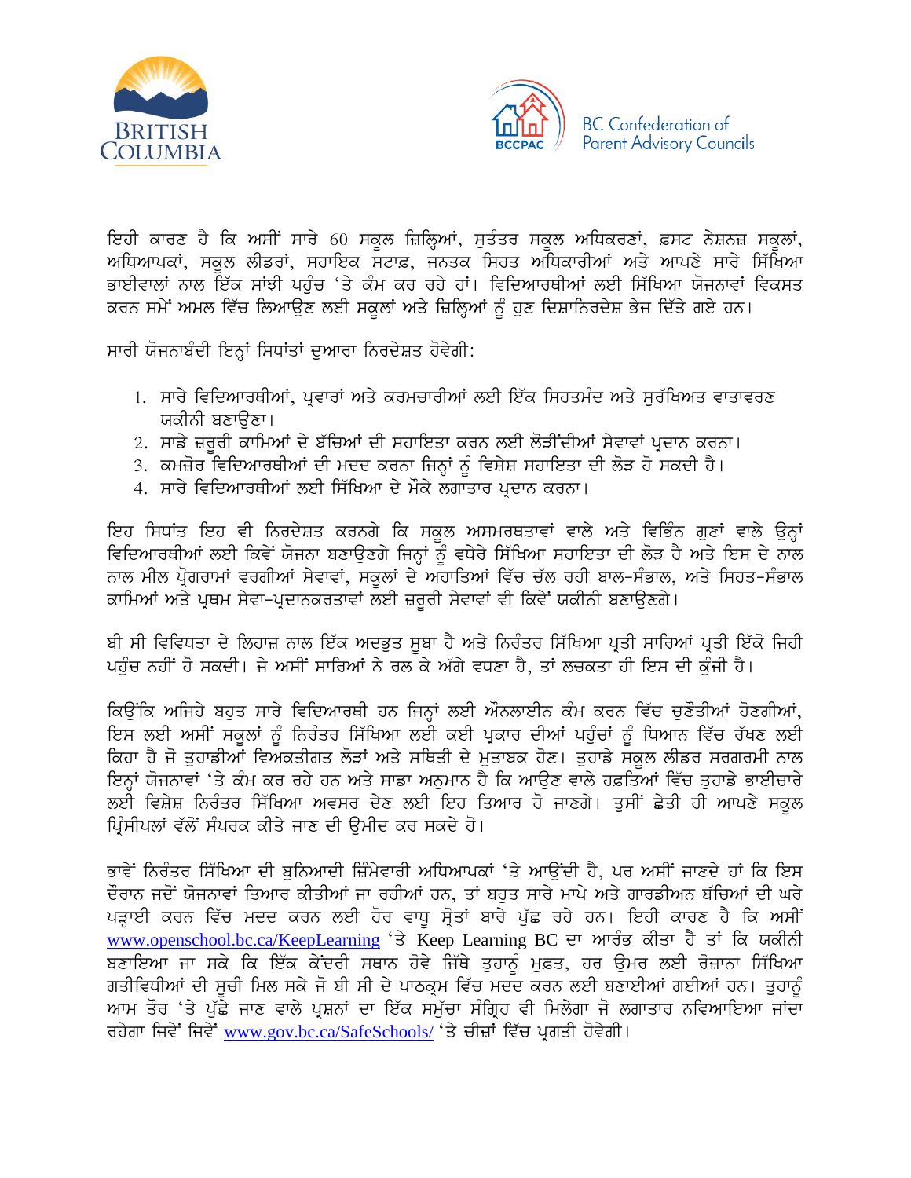ਇਹੀ ਕਾਰਣ ਹੈ ਕਿ ਅਸੀਂ ਸਾਰੇ 60 ਸਕੂਲ ਜ਼ਿਲ੍ਹਿਆਂ, ਸੁਤੰਤਰ ਸਕੂਲ ਅਧਿਕਰਣਾਂ, ਫ਼ਸਟ ਨੇਸ਼ਨਜ਼ ਸਕੂਲਾਂ, ਅਧਿਆਪਕਾਂ, ਸਕੂਲ ਲੀਡਰਾਂ, ਸਹਾਇਕ ਸਟਾਫ਼, ਜਨਤਕ ਸਿਹਤ ਅਧਿਕਾਰੀਆਂ ਅਤੇ ਆਪਣੇ ਸਾਰੇ ਸਿੱਖਿਆ ਭਾਈਵਾਲਾਂ ਨਾਲ ਇੱਕ ਸਾਂਝੀ ਪਹੁੰਚ 'ਤੇ ਕੰਮ ਕਰ ਰਹੇ ਹਾਂ। ਵਿਦਿਆਰਥੀਆਂ ਲਈ ਸਿੱਖਿਆ ਯੋਜਨਾਵਾਂ ਵਿਕਸਤ ਕਰਨ ਸਮੇਂ ਅਮਲ ਵਿੱਚ ਲਿਆਉਣ ਲਈ ਸਕੂਲਾਂ ਅਤੇ ਜ਼ਿਲ੍ਹਿਆਂ ਨੂੰ ਹੁਣ ਦਿਸ਼ਾਨਿਰਦੇਸ਼ ਭੇਜ ਦਿੱਤੇ ਗਏ ਹਨ।

ਸਾਰੀ ਯੋਜਨਾਬੰਦੀ ਇਨ੍ਹਾਂ ਸਿਧਾਂਤਾਂ ਦੁਆਰਾ ਨਿਰਦੇਸ਼ਤ ਹੋਵੇਗੀ:

1. ਸਾਰੇ ਵਿਦਿਆਰਥੀਆਂ, ਪ੍ਰਵਾਰਾਂ ਅਤੇ ਕਰਮਚਾਰੀਆਂ ਲਈ ਇੱਕ ਸਿਹਤਮੰਦ ਅਤੇ ਸੁਰੱਖਿਅਤ ਵਾਤਾਵਰਣ ਯਕੀਨੀ ਬਣਾਉਣਾ।
2. ਸਾਡੇ ਜ਼ਰੂਰੀ ਕਾਮਿਆਂ ਦੇ ਬੱਚਿਆਂ ਦੀ ਸਹਾਇਤਾ ਕਰਨ ਲਈ ਲੋੜੀਂਦੀਆਂ ਸੇਵਾਵਾਂ ਪ੍ਰਦਾਨ ਕਰਨਾ।
3. ਕਮਜ਼ੋਰ ਵਿਦਿਆਰਥੀਆਂ ਦੀ ਮਦਦ ਕਰਨਾ ਜਿਨ੍ਹਾਂ ਨੂੰ ਵਿਸ਼ੇਸ਼ ਸਹਾਇਤਾ ਦੀ ਲੋੜ ਹੋ ਸਕਦੀ ਹੈ।
4. ਸਾਰੇ ਵਿਦਿਆਰਥੀਆਂ ਲਈ ਸਿੱਖਿਆ ਦੇ ਮੌਕੇ ਲਗਾਤਾਰ ਪ੍ਰਦਾਨ ਕਰਨਾ।

ਇਹ ਸਿਧਾਂਤ ਇਹ ਵੀ ਨਿਰਦੇਸ਼ਤ ਕਰਨਗੇ ਕਿ ਸਕੂਲ ਅਸਮਰਥਤਾਵਾਂ ਵਾਲੇ ਅਤੇ ਵਿਭਿੰਨ ਗੁਣਾਂ ਵਾਲੇ ਉਨ੍ਹਾਂ ਵਿਦਿਆਰਥੀਆਂ ਲਈ ਕਿਵੇਂ ਯੋਜਨਾ ਬਣਾਉਣਗੇ ਜਿਨ੍ਹਾਂ ਨੂੰ ਵਧੇਰੇ ਸਿੱਖਿਆ ਸਹਾਇਤਾ ਦੀ ਲੋੜ ਹੈ ਅਤੇ ਇਸ ਦੇ ਨਾਲ ਨਾਲ ਮੀਲ ਪ੍ਰੋਗਰਾਮਾਂ ਵਰਗੀਆਂ ਸੇਵਾਵਾਂ, ਸਕੂਲਾਂ ਦੇ ਅਹਾਤਿਆਂ ਵਿੱਚ ਚੱਲ ਰਹੀ ਬਾਲ-ਸੰਭਾਲ, ਅਤੇ ਸਿਹਤ-ਸੰਭਾਲ ਕਾਮਿਆਂ ਅਤੇ ਪ੍ਰਥਮ ਸੇਵਾ-ਪ੍ਰਦਾਨਕਰਤਾਵਾਂ ਲਈ ਜ਼ਰੂਰੀ ਸੇਵਾਵਾਂ ਵੀ ਕਿਵੇਂ ਯਕੀਨੀ ਬਣਾਉਣਗੇ।

ਬੀ ਸੀ ਵਿਵਿਧਤਾ ਦੇ ਲਿਹਾਜ਼ ਨਾਲ ਇੱਕ ਅਦਭੁਤ ਸੂਬਾ ਹੈ ਅਤੇ ਨਿਰੰਤਰ ਸਿੱਖਿਆ ਪ੍ਰਤੀ ਸਾਰਿਆਂ ਪ੍ਰਤੀ ਇੱਕੋ ਜਿਹੀ ਪਹੁੰਚ ਨਹੀਂ ਹੋ ਸਕਦੀ। ਜੇ ਅਸੀਂ ਸਾਰਿਆਂ ਨੇ ਰਲ ਕੇ ਅੱਗੇ ਵਧਣਾ ਹੈ, ਤਾਂ ਲਚਕਤਾ ਹੀ ਇਸ ਦੀ ਕੁੰਜੀ ਹੈ।

ਕਿਉਂਕਿ ਅਜਿਹੇ ਬਹੁਤ ਸਾਰੇ ਵਿਦਿਆਰਥੀ ਹਨ ਜਿਨ੍ਹਾਂ ਲਈ ਔਨਲਾਈਨ ਕੰਮ ਕਰਨ ਵਿੱਚ ਚੁਣੌਤੀਆਂ ਹੋਣਗੀਆਂ, ਇਸ ਲਈ ਅਸੀਂ ਸਕੂਲਾਂ ਨੂੰ ਨਿਰੰਤਰ ਸਿੱਖਿਆ ਲਈ ਕਈ ਪ੍ਰਕਾਰ ਦੀਆਂ ਪਹੁੰਚਾਂ ਨੂੰ ਧਿਆਨ ਵਿੱਚ ਰੱਖਣ ਲਈ ਕਿਹਾ ਹੈ ਜੋ ਤੁਹਾਡੀਆਂ ਵਿਅਕਤੀਗਤ ਲੋੜਾਂ ਅਤੇ ਸਥਿਤੀ ਦੇ ਮੁਤਾਬਕ ਹੋਣ। ਤੁਹਾਡੇ ਸਕੂਲ ਲੀਡਰ ਸਰਗਰਮੀ ਨਾਲ ਇਨ੍ਹਾਂ ਯੋਜਨਾਵਾਂ 'ਤੇ ਕੰਮ ਕਰ ਰਹੇ ਹਨ ਅਤੇ ਸਾਡਾ ਅਨੁਮਾਨ ਹੈ ਕਿ ਆਉਣ ਵਾਲੇ ਹਫ਼ਤਿਆਂ ਵਿੱਚ ਤੁਹਾਡੇ ਭਾਈਚਾਰੇ ਲਈ ਵਿਸ਼ੇਸ਼ ਨਿਰੰਤਰ ਸਿੱਖਿਆ ਅਵਸਰ ਦੇਣ ਲਈ ਇਹ ਤਿਆਰ ਹੋ ਜਾਣਗੇ। ਤੁਸੀਂ ਛੇਤੀ ਹੀ ਆਪਣੇ ਸਕੂਲ ਪ੍ਰਿੰਸੀਪਲਾਂ ਵੱਲੋਂ ਸੰਪਰਕ ਕੀਤੇ ਜਾਣ ਦੀ ਉਮੀਦ ਕਰ ਸਕਦੇ ਹੋ।

ਭਾਵੇਂ ਨਿਰੰਤਰ ਸਿੱਖਿਆ ਦੀ ਬੁਨਿਆਦੀ ਜ਼ਿੰਮੇਵਾਰੀ ਅਧਿਆਪਕਾਂ 'ਤੇ ਆਉਂਦੀ ਹੈ, ਪਰ ਅਸੀਂ ਜਾਣਦੇ ਹਾਂ ਕਿ ਇਸ ਦੌਰਾਨ ਜਦੋਂ ਯੋਜਨਾਵਾਂ ਤਿਆਰ ਕੀਤੀਆਂ ਜਾ ਰਹੀਆਂ ਹਨ, ਤਾਂ ਬਹੁਤ ਸਾਰੇ ਮਾਪੇ ਅਤੇ ਗਾਰਡੀਅਨ ਬੱਚਿਆਂ ਦੀ ਘਰੇ ਪੜ੍ਹਾਈ ਕਰਨ ਵਿੱਚ ਮਦਦ ਕਰਨ ਲਈ ਹੋਰ ਵਾਧੂ ਸ੍ਰੋਤਾਂ ਬਾਰੇ ਪੁੱਛ ਰਹੇ ਹਨ। ਇਹੀ ਕਾਰਣ ਹੈ ਕਿ ਅਸੀਂ www.openschool.bc.ca/KeepLearning 'ਤੇ Keep Learning BC ਦਾ ਆਰੰਭ ਕੀਤਾ ਹੈ ਤਾਂ ਕਿ ਯਕੀਨੀ ਬਣਾਇਆ ਜਾ ਸਕੇ ਕਿ ਇੱਕ ਕੇਂਦਰੀ ਸਥਾਨ ਹੋਵੇ ਜਿੱਥੇ ਤੁਹਾਨੂੰ ਮੁਫ਼ਤ, ਹਰ ਉਮਰ ਲਈ ਰੋਜ਼ਾਨਾ ਸਿੱਖਿਆ ਗਤੀਵਿਧੀਆਂ ਦੀ ਸੂਚੀ ਮਿਲ ਸਕੇ ਜੋ ਬੀ ਸੀ ਦੇ ਪਾਠਕ੍ਰਮ ਵਿੱਚ ਮਦਦ ਕਰਨ ਲਈ ਬਣਾਈਆਂ ਗਈਆਂ ਹਨ। ਤੁਹਾਨੂੰ ਆਮ ਤੌਰ 'ਤੇ ਪੁੱਛੇ ਜਾਣ ਵਾਲੇ ਪ੍ਰਸ਼ਨਾਂ ਦਾ ਇੱਕ ਸਮੁੱਚਾ ਸੰਗ੍ਰਿਹ ਵੀ ਮਿਲੇਗਾ ਜੋ ਲਗਾਤਾਰ ਨਵਿਆਇਆ ਜਾਂਦਾ ਰਹੇਗਾ ਜਿਵੇਂ ਜਿਵੇਂ www.gov.bc.ca/SafeSchools/ 'ਤੇ ਚੀਜ਼ਾਂ ਵਿੱਚ ਪ੍ਰਗਤੀ ਹੋਵੇਗੀ।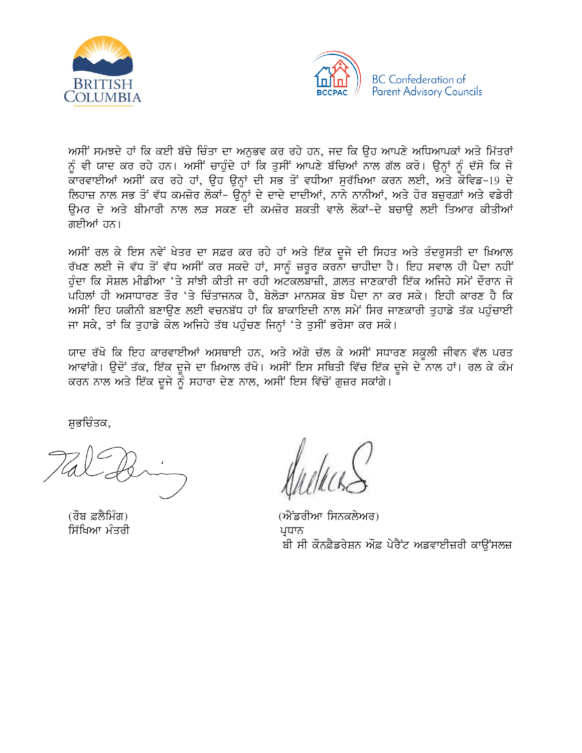BRITISH COLUMBIA

BCCPAC BC Confederation of Parent Advisory Councils

ਅਸੀਂ ਸਮਝਦੇ ਹਾਂ ਕਿ ਕਈ ਬੱਚੇ ਚਿੰਤਾ ਦਾ ਅਨੁਭਵ ਕਰ ਰਹੇ ਹਨ, ਜਦ ਕਿ ਉਹ ਆਪਣੇ ਅਧਿਆਪਕਾਂ ਅਤੇ ਮਿੱਤਰਾਂ ਨੂੰ ਵੀ ਯਾਦ ਕਰ ਰਹੇ ਹਨ। ਅਸੀਂ ਚਾਹੁੰਦੇ ਹਾਂ ਕਿ ਤੁਸੀਂ ਆਪਣੇ ਬੱਚਿਆਂ ਨਾਲ ਗੱਲ ਕਰੋ। ਉਨ੍ਹਾਂ ਨੂੰ ਦੱਸੋ ਕਿ ਜੋ ਕਾਰਵਾਈਆਂ ਅਸੀਂ ਕਰ ਰਹੇ ਹਾਂ, ਉਹ ਉਨ੍ਹਾਂ ਦੀ ਸਭ ਤੋਂ ਵਧੀਆ ਸੁਰੱਖਿਆ ਕਰਨ ਲਈ, ਅਤੇ ਕੋਵਿਡ-19 ਦੇ ਲਿਹਾਜ਼ ਨਾਲ ਸਭ ਤੋਂ ਵੱਧ ਕਮਜ਼ੋਰ ਲੋਕਾਂ- ਉਨ੍ਹਾਂ ਦੇ ਦਾਦੇ ਦਾਦੀਆਂ, ਨਾਨੇ ਨਾਨੀਆਂ, ਅਤੇ ਹੋਰ ਬਜ਼ੁਰਗਾਂ ਅਤੇ ਵਡੇਰੀ ਉਮਰ ਦੇ ਅਤੇ ਬੀਮਾਰੀ ਨਾਲ ਲੜ ਸਕਣ ਦੀ ਕਮਜ਼ੋਰ ਸ਼ਕਤੀ ਵਾਲੇ ਲੋਕਾਂ-ਦੇ ਬਚਾਉ ਲਈ ਤਿਆਰ ਕੀਤੀਆਂ ਗਈਆਂ ਹਨ।

ਅਸੀਂ ਰਲ ਕੇ ਇਸ ਨਵੇਂ ਖੇਤਰ ਦਾ ਸਫ਼ਰ ਕਰ ਰਹੇ ਹਾਂ ਅਤੇ ਇੱਕ ਦੂਜੇ ਦੀ ਸਿਹਤ ਅਤੇ ਤੰਦਰੁਸਤੀ ਦਾ ਖ਼ਿਆਲ ਰੱਖਣ ਲਈ ਜੋ ਵੱਧ ਤੋਂ ਵੱਧ ਅਸੀਂ ਕਰ ਸਕਦੇ ਹਾਂ, ਸਾਨੂੰ ਜ਼ਰੂਰ ਕਰਨਾ ਚਾਹੀਦਾ ਹੈ। ਇਹ ਸਵਾਲ ਹੀ ਪੈਦਾ ਨਹੀਂ ਹੁੰਦਾ ਕਿ ਸੋਸ਼ਲ ਮੀਡੀਆ 'ਤੇ ਸਾਂਝੀ ਕੀਤੀ ਜਾ ਰਹੀ ਅਟਕਲਬਾਜ਼ੀ, ਗ਼ਲਤ ਜਾਣਕਾਰੀ ਇੱਕ ਅਜਿਹੇ ਸਮੇਂ ਦੌਰਾਨ ਜੋ ਪਹਿਲਾਂ ਹੀ ਅਸਾਧਾਰਣ ਤੌਰ 'ਤੇ ਚਿੰਤਾਜਨਕ ਹੈ, ਬੇਲੋੜਾ ਮਾਨਸਕ ਬੋਝ ਪੈਦਾ ਨਾ ਕਰ ਸਕੇ। ਇਹੀ ਕਾਰਣ ਹੈ ਕਿ ਅਸੀਂ ਇਹ ਯਕੀਨੀ ਬਣਾਉਣ ਲਈ ਵਚਨਬੱਧ ਹਾਂ ਕਿ ਬਾਕਾਇਦੀ ਨਾਲ ਸਮੇਂ ਸਿਰ ਜਾਣਕਾਰੀ ਤੁਹਾਡੇ ਤੱਕ ਪਹੁੰਚਾਈ ਜਾ ਸਕੇ, ਤਾਂ ਕਿ ਤੁਹਾਡੇ ਕੋਲ ਅਜਿਹੇ ਤੱਥ ਪਹੁੰਚਣ ਜਿਨ੍ਹਾਂ 'ਤੇ ਤੁਸੀਂ ਭਰੋਸਾ ਕਰ ਸਕੋ।

ਯਾਦ ਰੱਖੋ ਕਿ ਇਹ ਕਾਰਵਾਈਆਂ ਅਸਥਾਈ ਹਨ, ਅਤੇ ਅੱਗੇ ਚੱਲ ਕੇ ਅਸੀਂ ਸਧਾਰਣ ਸਕੂਲੀ ਜੀਵਨ ਵੱਲ ਪਰਤ ਆਵਾਂਗੇ। ਉਦੋਂ ਤੱਕ, ਇੱਕ ਦੂਜੇ ਦਾ ਖ਼ਿਆਲ ਰੱਖੋ। ਅਸੀਂ ਇਸ ਸਥਿਤੀ ਵਿੱਚ ਇੱਕ ਦੂਜੇ ਦੇ ਨਾਲ ਹਾਂ। ਰਲ ਕੇ ਕੰਮ ਕਰਨ ਨਾਲ ਅਤੇ ਇੱਕ ਦੂਜੇ ਨੂੰ ਸਹਾਰਾ ਦੇਣ ਨਾਲ, ਅਸੀਂ ਇਸ ਵਿੱਚੋਂ ਗੁਜ਼ਰ ਸਕਾਂਗੇ।

ਸ਼ੁਭਚਿੰਤਕ,

(ਰੌਬ ਫਲੈਮਿੰਗ)
ਸਿੱਖਿਆ ਮੰਤਰੀ

(ਐਂਡਰੀਆ ਸਿਨਕਲੇਅਰ)
ਪ੍ਰਧਾਨ
ਬੀ ਸੀ ਕੌਨਫੈਡਰੇਸ਼ਨ ਔਫ਼ ਪੇਰੈਂਟ ਅਡਵਾਈਜ਼ਰੀ ਕਾਉਂਸਲਜ਼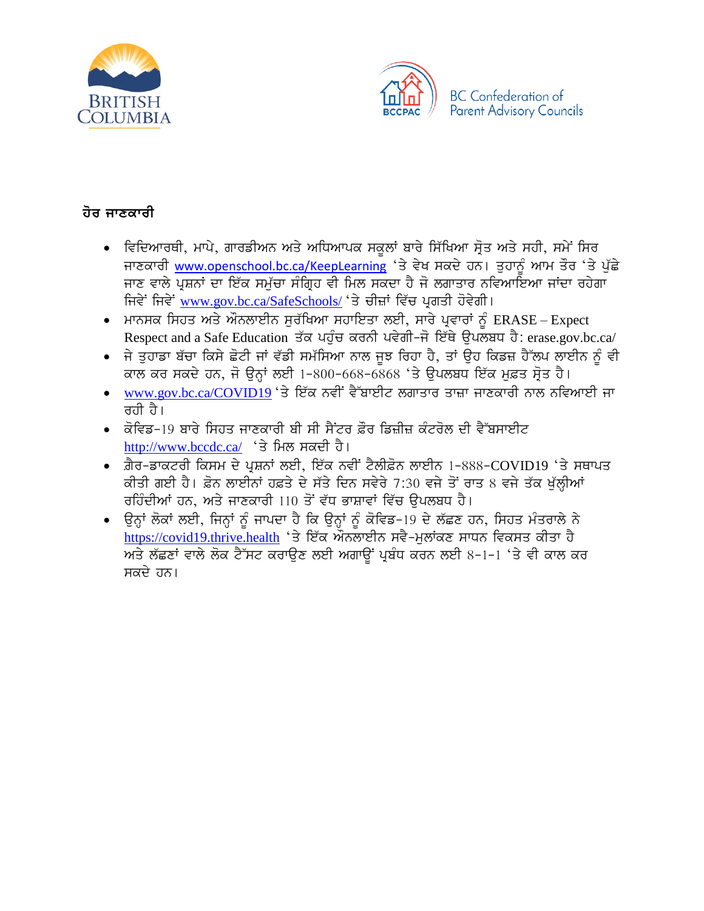## ਹੋਰ ਜਾਣਕਾਰੀ

- ਵਿਦਿਆਰਥੀ, ਮਾਪੇ, ਗਾਰਡੀਅਨ ਅਤੇ ਅਧਿਆਪਕ ਸਕੂਲਾਂ ਬਾਰੇ ਸਿੱਖਿਆ ਸ੍ਰੋਤ ਅਤੇ ਸਹੀ, ਸਮੇਂ ਸਿਰ ਜਾਣਕਾਰੀ www.openschool.bc.ca/KeepLearning 'ਤੇ ਵੇਖ ਸਕਦੇ ਹਨ। ਤੁਹਾਨੂੰ ਆਮ ਤੌਰ 'ਤੇ ਪੁੱਛੇ ਜਾਣ ਵਾਲੇ ਪ੍ਰਸ਼ਨਾਂ ਦਾ ਇੱਕ ਸਮੁੱਚਾ ਸੰਗ੍ਰਿਹ ਵੀ ਮਿਲ ਸਕਦਾ ਹੈ ਜੋ ਲਗਾਤਾਰ ਨਵਿਆਇਆ ਜਾਂਦਾ ਰਹੇਗਾ ਜਿਵੇਂ ਜਿਵੇਂ www.gov.bc.ca/SafeSchools/ 'ਤੇ ਚੀਜ਼ਾਂ ਵਿੱਚ ਪ੍ਰਗਤੀ ਹੋਵੇਗੀ।
- ਮਾਨਸਕ ਸਿਹਤ ਅਤੇ ਔਨਲਾਈਨ ਸੁਰੱਖਿਆ ਸਹਾਇਤਾ ਲਈ, ਸਾਰੇ ਪ੍ਰਵਾਰਾਂ ਨੂੰ ERASE – Expect Respect and a Safe Education ਤੱਕ ਪਹੁੰਚ ਕਰਨੀ ਪਵੇਗੀ-ਜੋ ਇੱਥੇ ਉਪਲਬਧ ਹੈ: erase.gov.bc.ca/
- ਜੇ ਤੁਹਾਡਾ ਬੱਚਾ ਕਿਸੇ ਛੋਟੀ ਜਾਂ ਵੱਡੀ ਸਮੱਸਿਆ ਨਾਲ ਜੂਝ ਰਿਹਾ ਹੈ, ਤਾਂ ਉਹ ਕਿਡਜ਼ ਹੈੱਲਪ ਲਾਈਨ ਨੂੰ ਵੀ ਕਾਲ ਕਰ ਸਕਦੇ ਹਨ, ਜੋ ਉਨ੍ਹਾਂ ਲਈ 1-800-668-6868 'ਤੇ ਉਪਲਬਧ ਇੱਕ ਮੁਫ਼ਤ ਸ੍ਰੋਤ ਹੈ।
- www.gov.bc.ca/COVID19 'ਤੇ ਇੱਕ ਨਵੀਂ ਵੈੱਬਾਈਟ ਲਗਾਤਾਰ ਤਾਜ਼ਾ ਜਾਣਕਾਰੀ ਨਾਲ ਨਵਿਆਈ ਜਾ ਰਹੀ ਹੈ।
- ਕੋਵਿਡ-19 ਬਾਰੇ ਸਿਹਤ ਜਾਣਕਾਰੀ ਬੀ ਸੀ ਸੈਂਟਰ ਫ਼ੌਰ ਡਿਜ਼ੀਜ਼ ਕੰਟਰੋਲ ਦੀ ਵੈੱਬਸਾਈਟ http://www.bccdc.ca/ 'ਤੇ ਮਿਲ ਸਕਦੀ ਹੈ।
- ਗ਼ੈਰ-ਡਾਕਟਰੀ ਕਿਸਮ ਦੇ ਪ੍ਰਸ਼ਨਾਂ ਲਈ, ਇੱਕ ਨਵੀਂ ਟੈਲੀਫ਼ੋਨ ਲਾਈਨ 1-888-COVID19 'ਤੇ ਸਥਾਪਤ ਕੀਤੀ ਗਈ ਹੈ। ਫ਼ੋਨ ਲਾਈਨਾਂ ਹਫ਼ਤੇ ਦੇ ਸੱਤੇ ਦਿਨ ਸਵੇਰੇ 7:30 ਵਜੇ ਤੋਂ ਰਾਤ 8 ਵਜੇ ਤੱਕ ਖੁੱਲ੍ਹੀਆਂ ਰਹਿੰਦੀਆਂ ਹਨ, ਅਤੇ ਜਾਣਕਾਰੀ 110 ਤੋਂ ਵੱਧ ਭਾਸ਼ਾਵਾਂ ਵਿੱਚ ਉਪਲਬਧ ਹੈ।
- ਉਨ੍ਹਾਂ ਲੋਕਾਂ ਲਈ, ਜਿਨ੍ਹਾਂ ਨੂੰ ਜਾਪਦਾ ਹੈ ਕਿ ਉਨ੍ਹਾਂ ਨੂੰ ਕੋਵਿਡ-19 ਦੇ ਲੱਛਣ ਹਨ, ਸਿਹਤ ਮੰਤਰਾਲੇ ਨੇ https://covid19.thrive.health 'ਤੇ ਇੱਕ ਔਨਲਾਈਨ ਸਵੈ-ਮੁਲਾਂਕਣ ਸਾਧਨ ਵਿਕਸਤ ਕੀਤਾ ਹੈ ਅਤੇ ਲੱਛਣਾਂ ਵਾਲੇ ਲੋਕ ਟੈੱਸਟ ਕਰਾਉਣ ਲਈ ਅਗਾਊਂ ਪ੍ਰਬੰਧ ਕਰਨ ਲਈ 8-1-1 'ਤੇ ਵੀ ਕਾਲ ਕਰ ਸਕਦੇ ਹਨ।